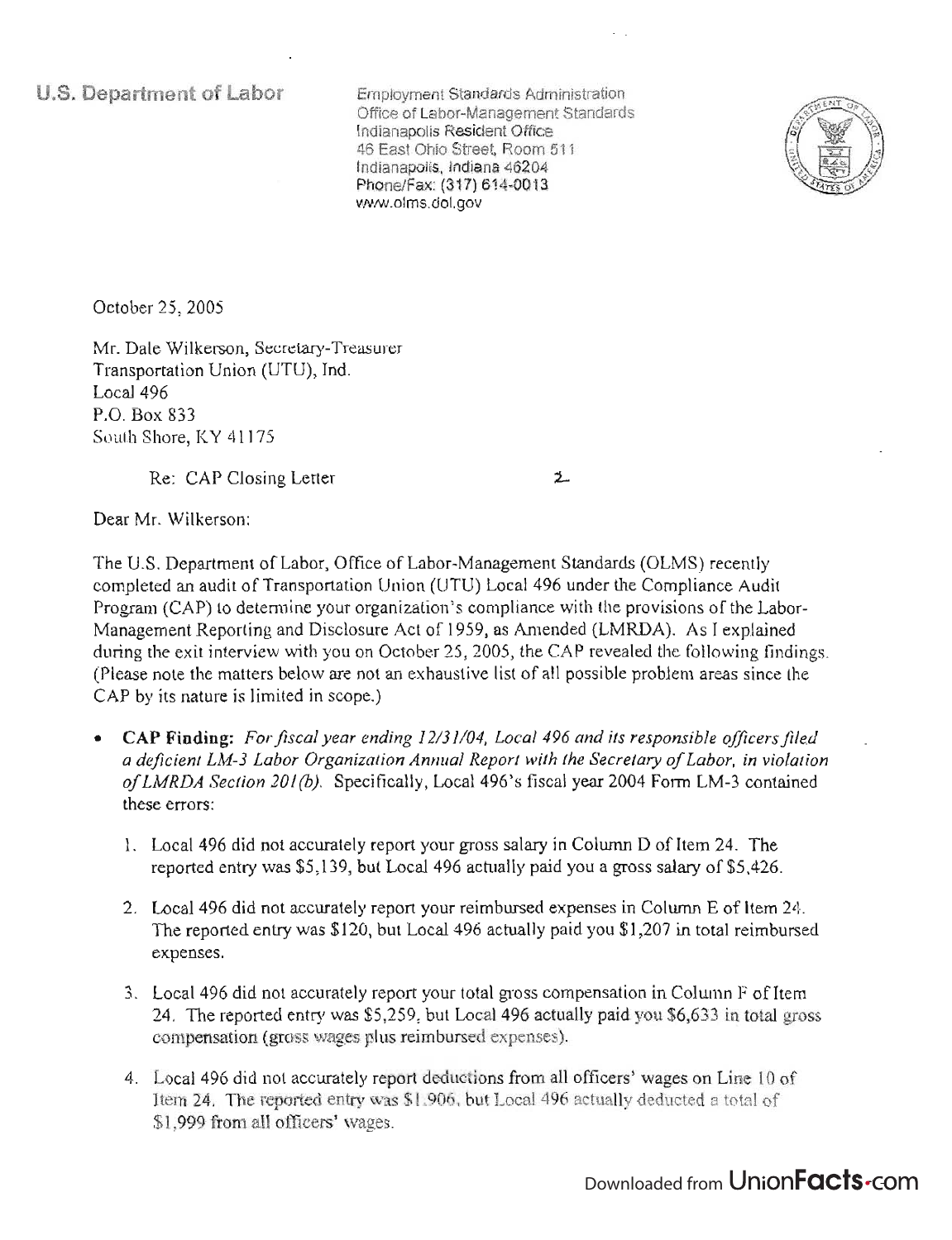U.S. Department of Labor

Employment Standards Administration
Office of Labor-Management Standards
Indianapolis Resident Office
46 East Ohio Street, Room 511
Indianapolis, Indiana 46204
Phone/Fax: (317) 614-0013
www.olms.dol.gov

October 25, 2005

Mr. Dale Wilkerson, Secretary-Treasurer
Transportation Union (UTU), Ind.
Local 496
P.O. Box 833
South Shore, KY 41175

Re: CAP Closing Letter

Dear Mr. Wilkerson:

The U.S. Department of Labor, Office of Labor-Management Standards (OLMS) recently completed an audit of Transportation Union (UTU) Local 496 under the Compliance Audit Program (CAP) to determine your organization's compliance with the provisions of the Labor-Management Reporting and Disclosure Act of 1959, as Amended (LMRDA). As I explained during the exit interview with you on October 25, 2005, the CAP revealed the following findings. (Please note the matters below are not an exhaustive list of all possible problem areas since the CAP by its nature is limited in scope.)

- **CAP Finding:** *For fiscal year ending 12/31/04, Local 496 and its responsible officers filed a deficient LM-3 Labor Organization Annual Report with the Secretary of Labor, in violation of LMRDA Section 201(b).* Specifically, Local 496's fiscal year 2004 Form LM-3 contained these errors:

  1. Local 496 did not accurately report your gross salary in Column D of Item 24. The reported entry was $5,139, but Local 496 actually paid you a gross salary of $5,426.
  2. Local 496 did not accurately report your reimbursed expenses in Column E of Item 24. The reported entry was $120, but Local 496 actually paid you $1,207 in total reimbursed expenses.
  3. Local 496 did not accurately report your total gross compensation in Column F of Item 24. The reported entry was $5,259, but Local 496 actually paid you $6,633 in total gross compensation (gross wages plus reimbursed expenses).
  4. Local 496 did not accurately report deductions from all officers' wages on Line 10 of Item 24. The reported entry was $1,906, but Local 496 actually deducted a total of $1,999 from all officers' wages.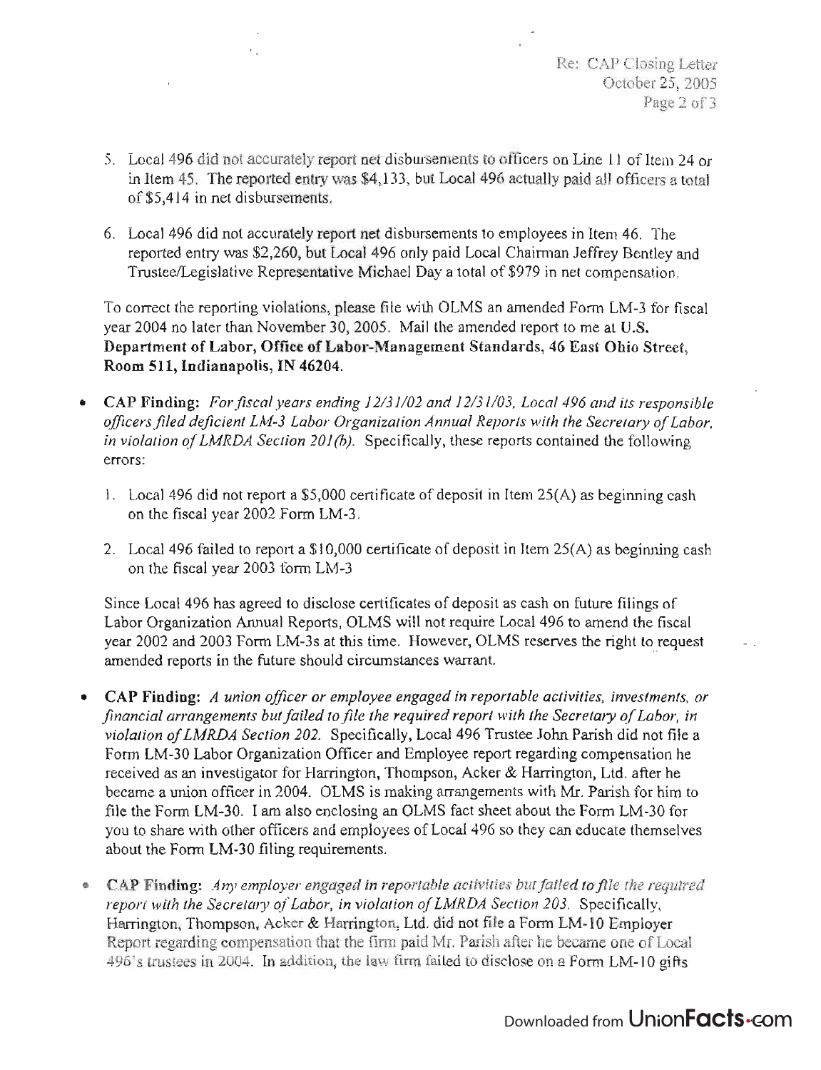5. Local 496 did not accurately report net disbursements to officers on Line 11 of Item 24 or in Item 45. The reported entry was $4,133, but Local 496 actually paid all officers a total of $5,414 in net disbursements.

6. Local 496 did not accurately report net disbursements to employees in Item 46. The reported entry was $2,260, but Local 496 only paid Local Chairman Jeffrey Bentley and Trustee/Legislative Representative Michael Day a total of $979 in net compensation.

To correct the reporting violations, please file with OLMS an amended Form LM-3 for fiscal year 2004 no later than November 30, 2005. Mail the amended report to me at **U.S. Department of Labor, Office of Labor-Management Standards, 46 East Ohio Street, Room 511, Indianapolis, IN 46204.**

- **CAP Finding:** *For fiscal years ending 12/31/02 and 12/31/03, Local 496 and its responsible officers filed deficient LM-3 Labor Organization Annual Reports with the Secretary of Labor, in violation of LMRDA Section 201(b).* Specifically, these reports contained the following errors:

  1. Local 496 did not report a $5,000 certificate of deposit in Item 25(A) as beginning cash on the fiscal year 2002 Form LM-3.

  2. Local 496 failed to report a $10,000 certificate of deposit in Item 25(A) as beginning cash on the fiscal year 2003 form LM-3

  Since Local 496 has agreed to disclose certificates of deposit as cash on future filings of Labor Organization Annual Reports, OLMS will not require Local 496 to amend the fiscal year 2002 and 2003 Form LM-3s at this time. However, OLMS reserves the right to request amended reports in the future should circumstances warrant.

- **CAP Finding:** *A union officer or employee engaged in reportable activities, investments, or financial arrangements but failed to file the required report with the Secretary of Labor, in violation of LMRDA Section 202.* Specifically, Local 496 Trustee John Parish did not file a Form LM-30 Labor Organization Officer and Employee report regarding compensation he received as an investigator for Harrington, Thompson, Acker & Harrington, Ltd. after he became a union officer in 2004. OLMS is making arrangements with Mr. Parish for him to file the Form LM-30. I am also enclosing an OLMS fact sheet about the Form LM-30 for you to share with other officers and employees of Local 496 so they can educate themselves about the Form LM-30 filing requirements.

- **CAP Finding:** *Any employer engaged in reportable activities but failed to file the required report with the Secretary of Labor, in violation of LMRDA Section 203.* Specifically, Harrington, Thompson, Acker & Harrington, Ltd. did not file a Form LM-10 Employer Report regarding compensation that the firm paid Mr. Parish after he became one of Local 496's trustees in 2004. In addition, the law firm failed to disclose on a Form LM-10 gifts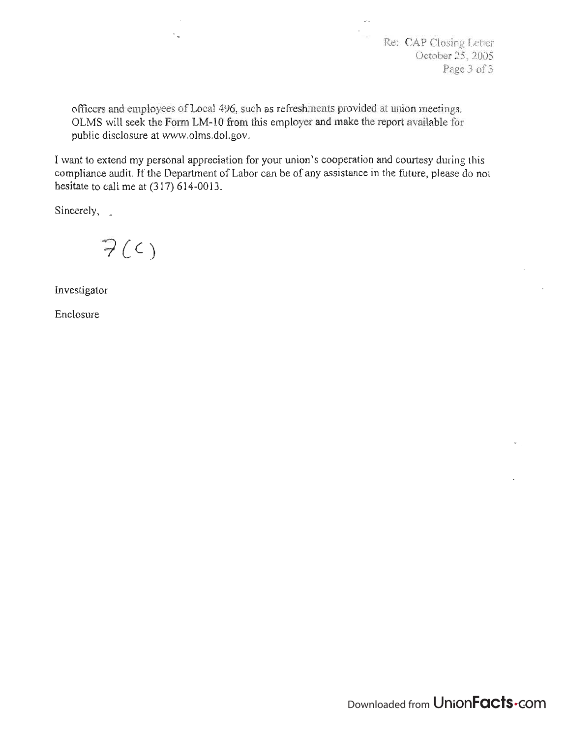officers and employees of Local 496, such as refreshments provided at union meetings. OLMS will seek the Form LM-10 from this employer and make the report available for public disclosure at www.olms.dol.gov.

I want to extend my personal appreciation for your union's cooperation and courtesy during this compliance audit. If the Department of Labor can be of any assistance in the future, please do not hesitate to call me at (317) 614-0013.

Sincerely,

7(c)

Investigator

Enclosure